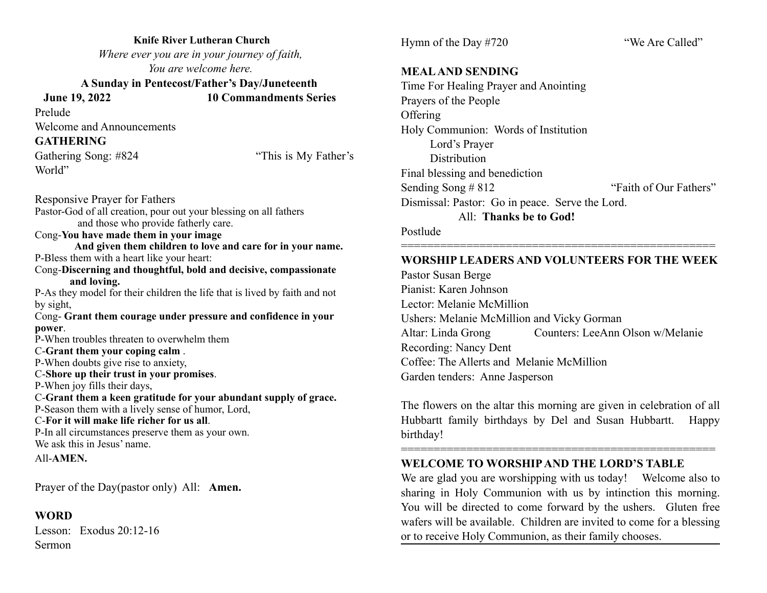**Knife River Lutheran Church**

*Where ever you are in your journey of faith,*
*You are welcome here.*

**A Sunday in Pentecost/Father's Day/Juneteenth**

**June 19, 2022** **10 Commandments Series**

Prelude

Welcome and Announcements

## GATHERING

Gathering Song: #824 "This is My Father's World"

Responsive Prayer for Fathers

Pastor-God of all creation, pour out your blessing on all fathers and those who provide fatherly care.

Cong-**You have made them in your image And given them children to love and care for in your name.**

P-Bless them with a heart like your heart:

Cong-**Discerning and thoughtful, bold and decisive, compassionate and loving.**

P-As they model for their children the life that is lived by faith and not by sight,

Cong- **Grant them courage under pressure and confidence in your power**.

P-When troubles threaten to overwhelm them

C-**Grant them your coping calm** .

P-When doubts give rise to anxiety,

C-**Shore up their trust in your promises**.

P-When joy fills their days,

C-**Grant them a keen gratitude for your abundant supply of grace.**

P-Season them with a lively sense of humor, Lord,

C-**For it will make life richer for us all**.

P-In all circumstances preserve them as your own.
We ask this in Jesus' name.

All-**AMEN.**

Prayer of the Day(pastor only) All: **Amen.**

## WORD

Lesson: Exodus 20:12-16

Sermon

Hymn of the Day #720 "We Are Called"

## MEAL AND SENDING

Time For Healing Prayer and Anointing

Prayers of the People

Offering

Holy Communion: Words of Institution
- Lord's Prayer
- Distribution

Final blessing and benediction

Sending Song # 812 "Faith of Our Fathers"

Dismissal: Pastor: Go in peace. Serve the Lord.
All: **Thanks be to God!**

Postlude

================================================

## WORSHIP LEADERS AND VOLUNTEERS FOR THE WEEK

Pastor Susan Berge
Pianist: Karen Johnson
Lector: Melanie McMillion
Ushers: Melanie McMillion and Vicky Gorman
Altar: Linda Grong Counters: LeeAnn Olson w/Melanie
Recording: Nancy Dent
Coffee: The Allerts and Melanie McMillion
Garden tenders: Anne Jasperson

The flowers on the altar this morning are given in celebration of all Hubbartt family birthdays by Del and Susan Hubbartt. Happy birthday!

================================================

## WELCOME TO WORSHIP AND THE LORD'S TABLE

We are glad you are worshipping with us today! Welcome also to sharing in Holy Communion with us by intinction this morning. You will be directed to come forward by the ushers. Gluten free wafers will be available. Children are invited to come for a blessing or to receive Holy Communion, as their family chooses.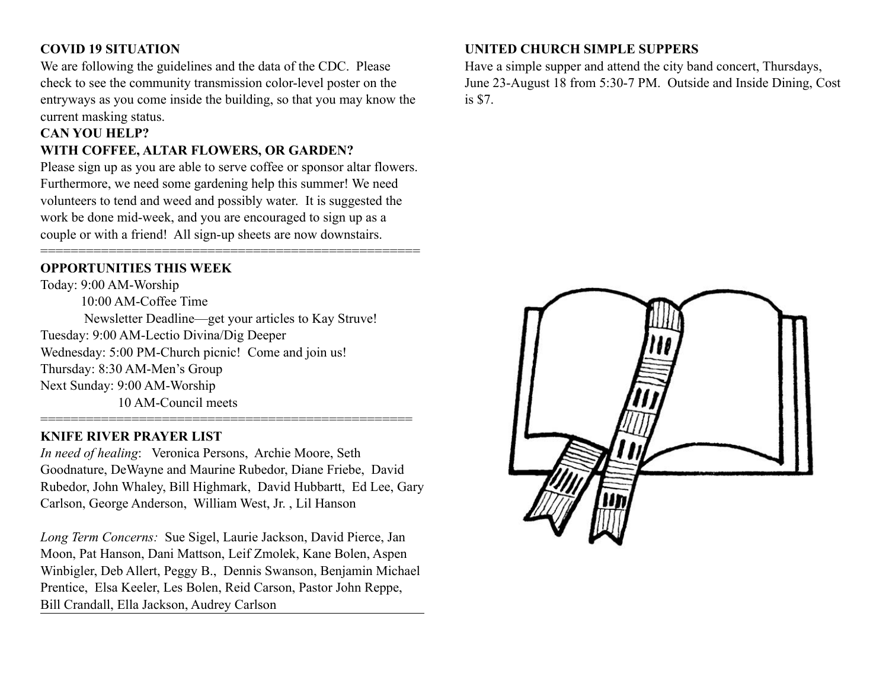**COVID 19 SITUATION**

We are following the guidelines and the data of the CDC. Please check to see the community transmission color-level poster on the entryways as you come inside the building, so that you may know the current masking status.

**CAN YOU HELP?**

**WITH COFFEE, ALTAR FLOWERS, OR GARDEN?**

Please sign up as you are able to serve coffee or sponsor altar flowers. Furthermore, we need some gardening help this summer! We need volunteers to tend and weed and possibly water. It is suggested the work be done mid-week, and you are encouraged to sign up as a couple or with a friend! All sign-up sheets are now downstairs.

==================================================

**OPPORTUNITIES THIS WEEK**

Today: 9:00 AM-Worship
10:00 AM-Coffee Time
Newsletter Deadline—get your articles to Kay Struve!
Tuesday: 9:00 AM-Lectio Divina/Dig Deeper
Wednesday: 5:00 PM-Church picnic! Come and join us!
Thursday: 8:30 AM-Men's Group
Next Sunday: 9:00 AM-Worship
10 AM-Council meets

==================================================

**KNIFE RIVER PRAYER LIST**

*In need of healing*: Veronica Persons, Archie Moore, Seth Goodnature, DeWayne and Maurine Rubedor, Diane Friebe, David Rubedor, John Whaley, Bill Highmark, David Hubbartt, Ed Lee, Gary Carlson, George Anderson, William West, Jr. , Lil Hanson

*Long Term Concerns:* Sue Sigel, Laurie Jackson, David Pierce, Jan Moon, Pat Hanson, Dani Mattson, Leif Zmolek, Kane Bolen, Aspen Winbigler, Deb Allert, Peggy B., Dennis Swanson, Benjamin Michael Prentice, Elsa Keeler, Les Bolen, Reid Carson, Pastor John Reppe, Bill Crandall, Ella Jackson, Audrey Carlson

**UNITED CHURCH SIMPLE SUPPERS**

Have a simple supper and attend the city band concert, Thursdays, June 23-August 18 from 5:30-7 PM. Outside and Inside Dining, Cost is $7.